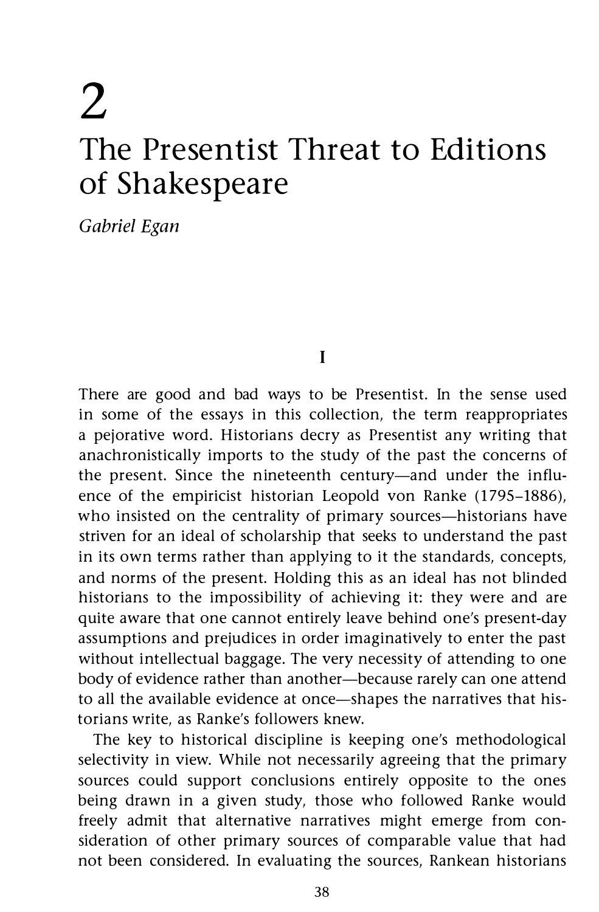# 2

# The Presentist Threat to Editions of Shakespeare

*Gabriel Egan*

## I

There are good and bad ways to be Presentist. In the sense used in some of the essays in this collection, the term reappropriates a pejorative word. Historians decry as Presentist any writing that anachronistically imports to the study of the past the concerns of the present. Since the nineteenth century—and under the influence of the empiricist historian Leopold von Ranke (1795–1886), who insisted on the centrality of primary sources—historians have striven for an ideal of scholarship that seeks to understand the past in its own terms rather than applying to it the standards, concepts, and norms of the present. Holding this as an ideal has not blinded historians to the impossibility of achieving it: they were and are quite aware that one cannot entirely leave behind one's present-day assumptions and prejudices in order imaginatively to enter the past without intellectual baggage. The very necessity of attending to one body of evidence rather than another—because rarely can one attend to all the available evidence at once—shapes the narratives that historians write, as Ranke's followers knew.

The key to historical discipline is keeping one's methodological selectivity in view. While not necessarily agreeing that the primary sources could support conclusions entirely opposite to the ones being drawn in a given study, those who followed Ranke would freely admit that alternative narratives might emerge from consideration of other primary sources of comparable value that had not been considered. In evaluating the sources, Rankean historians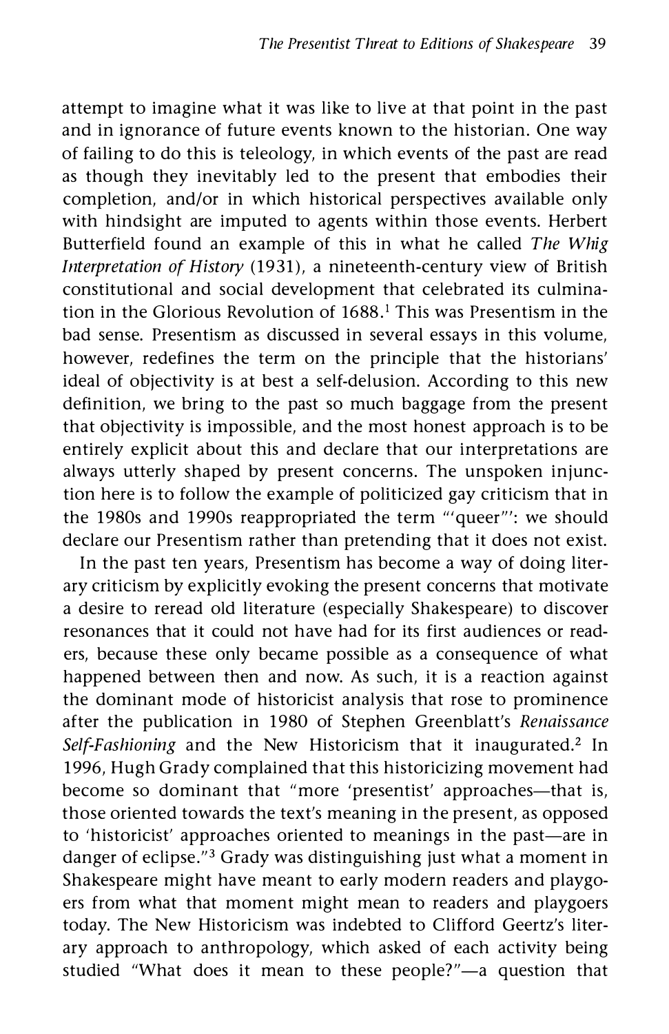attempt to imagine what it was like to live at that point in the past and in ignorance of future events known to the historian. One way of failing to do this is teleology, in which events of the past are read as though they inevitably led to the present that embodies their completion, and/or in which historical perspectives available only with hindsight are imputed to agents within those events. Herbert Butterfield found an example of this in what he called *The Whig Interpretation of History* (1931), a nineteenth-century view of British constitutional and social development that celebrated its culmination in the Glorious Revolution of 1688.[1] This was Presentism in the bad sense. Presentism as discussed in several essays in this volume, however, redefines the term on the principle that the historians' ideal of objectivity is at best a self-delusion. According to this new definition, we bring to the past so much baggage from the present that objectivity is impossible, and the most honest approach is to be entirely explicit about this and declare that our interpretations are always utterly shaped by present concerns. The unspoken injunction here is to follow the example of politicized gay criticism that in the 1980s and 1990s reappropriated the term "'queer"': we should declare our Presentism rather than pretending that it does not exist.

In the past ten years, Presentism has become a way of doing literary criticism by explicitly evoking the present concerns that motivate a desire to reread old literature (especially Shakespeare) to discover resonances that it could not have had for its first audiences or readers, because these only became possible as a consequence of what happened between then and now. As such, it is a reaction against the dominant mode of historicist analysis that rose to prominence after the publication in 1980 of Stephen Greenblatt's *Renaissance Self-Fashioning* and the New Historicism that it inaugurated.[2] In 1996, Hugh Grady complained that this historicizing movement had become so dominant that "more 'presentist' approaches—that is, those oriented towards the text's meaning in the present, as opposed to 'historicist' approaches oriented to meanings in the past—are in danger of eclipse."[3] Grady was distinguishing just what a moment in Shakespeare might have meant to early modern readers and playgoers from what that moment might mean to readers and playgoers today. The New Historicism was indebted to Clifford Geertz's literary approach to anthropology, which asked of each activity being studied "What does it mean to these people?"—a question that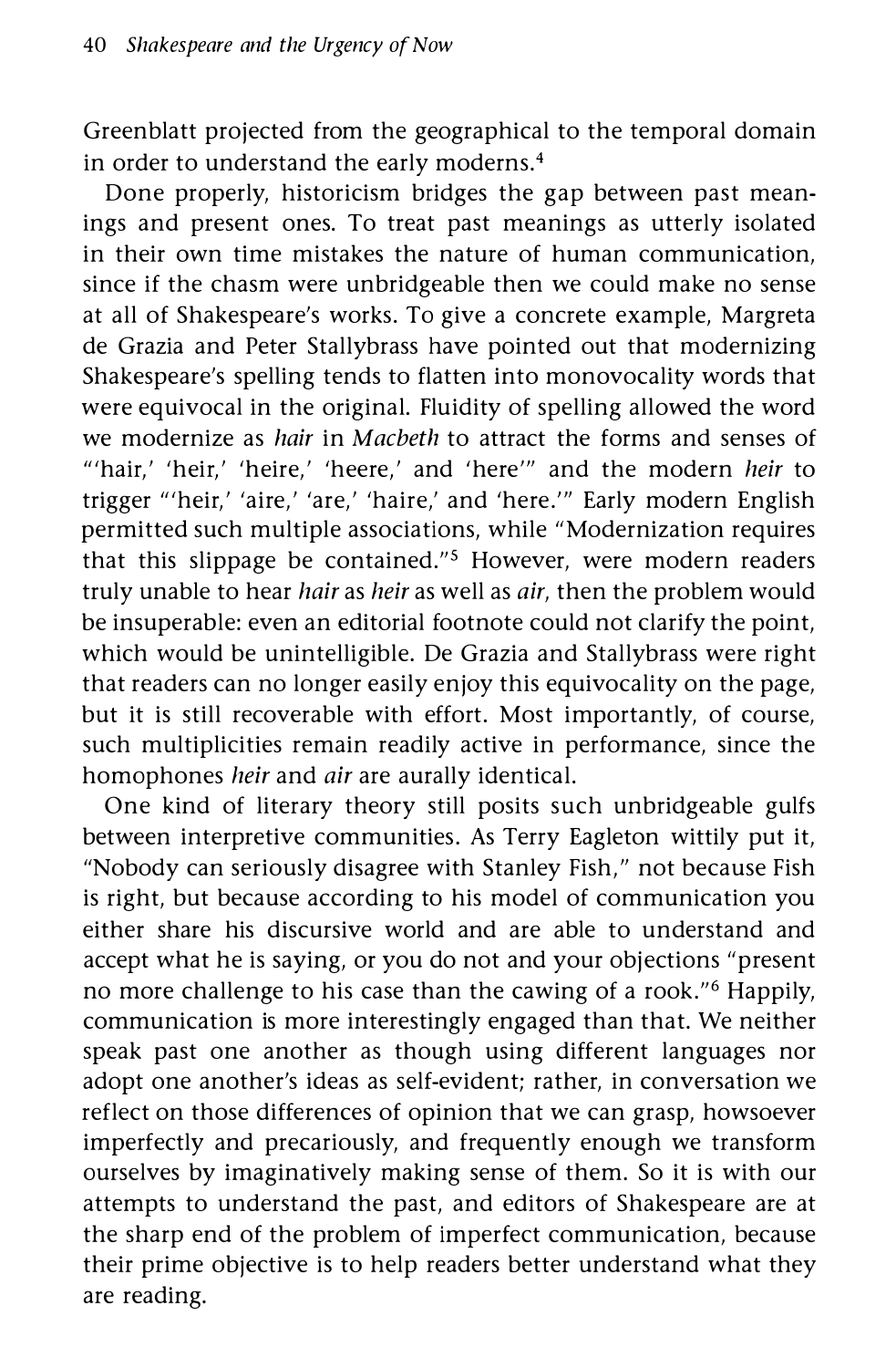Greenblatt projected from the geographical to the temporal domain in order to understand the early moderns.[4]

Done properly, historicism bridges the gap between past meanings and present ones. To treat past meanings as utterly isolated in their own time mistakes the nature of human communication, since if the chasm were unbridgeable then we could make no sense at all of Shakespeare's works. To give a concrete example, Margreta de Grazia and Peter Stallybrass have pointed out that modernizing Shakespeare's spelling tends to flatten into monovocality words that were equivocal in the original. Fluidity of spelling allowed the word we modernize as *hair* in *Macbeth* to attract the forms and senses of "'hair,' 'heir,' 'heire,' 'heere,' and 'here'" and the modern *heir* to trigger "'heir,' 'aire,' 'are,' 'haire,' and 'here.'" Early modern English permitted such multiple associations, while "Modernization requires that this slippage be contained."[5] However, were modern readers truly unable to hear *hair* as *heir* as well as *air*, then the problem would be insuperable: even an editorial footnote could not clarify the point, which would be unintelligible. De Grazia and Stallybrass were right that readers can no longer easily enjoy this equivocality on the page, but it is still recoverable with effort. Most importantly, of course, such multiplicities remain readily active in performance, since the homophones *heir* and *air* are aurally identical.

One kind of literary theory still posits such unbridgeable gulfs between interpretive communities. As Terry Eagleton wittily put it, "Nobody can seriously disagree with Stanley Fish," not because Fish is right, but because according to his model of communication you either share his discursive world and are able to understand and accept what he is saying, or you do not and your objections "present no more challenge to his case than the cawing of a rook."[6] Happily, communication is more interestingly engaged than that. We neither speak past one another as though using different languages nor adopt one another's ideas as self-evident; rather, in conversation we reflect on those differences of opinion that we can grasp, howsoever imperfectly and precariously, and frequently enough we transform ourselves by imaginatively making sense of them. So it is with our attempts to understand the past, and editors of Shakespeare are at the sharp end of the problem of imperfect communication, because their prime objective is to help readers better understand what they are reading.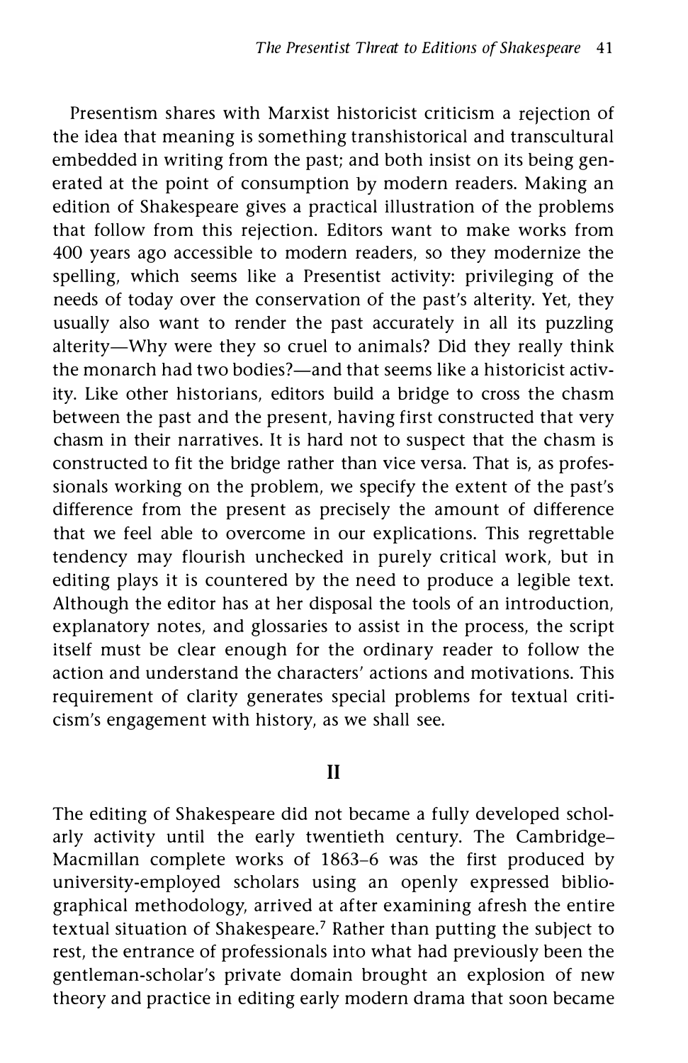Presentism shares with Marxist historicist criticism a rejection of the idea that meaning is something transhistorical and transcultural embedded in writing from the past; and both insist on its being generated at the point of consumption by modern readers. Making an edition of Shakespeare gives a practical illustration of the problems that follow from this rejection. Editors want to make works from 400 years ago accessible to modern readers, so they modernize the spelling, which seems like a Presentist activity: privileging of the needs of today over the conservation of the past's alterity. Yet, they usually also want to render the past accurately in all its puzzling alterity—Why were they so cruel to animals? Did they really think the monarch had two bodies?—and that seems like a historicist activity. Like other historians, editors build a bridge to cross the chasm between the past and the present, having first constructed that very chasm in their narratives. It is hard not to suspect that the chasm is constructed to fit the bridge rather than vice versa. That is, as professionals working on the problem, we specify the extent of the past's difference from the present as precisely the amount of difference that we feel able to overcome in our explications. This regrettable tendency may flourish unchecked in purely critical work, but in editing plays it is countered by the need to produce a legible text. Although the editor has at her disposal the tools of an introduction, explanatory notes, and glossaries to assist in the process, the script itself must be clear enough for the ordinary reader to follow the action and understand the characters' actions and motivations. This requirement of clarity generates special problems for textual criticism's engagement with history, as we shall see.

## II

The editing of Shakespeare did not became a fully developed scholarly activity until the early twentieth century. The Cambridge–Macmillan complete works of 1863–6 was the first produced by university-employed scholars using an openly expressed bibliographical methodology, arrived at after examining afresh the entire textual situation of Shakespeare.[7] Rather than putting the subject to rest, the entrance of professionals into what had previously been the gentleman-scholar's private domain brought an explosion of new theory and practice in editing early modern drama that soon became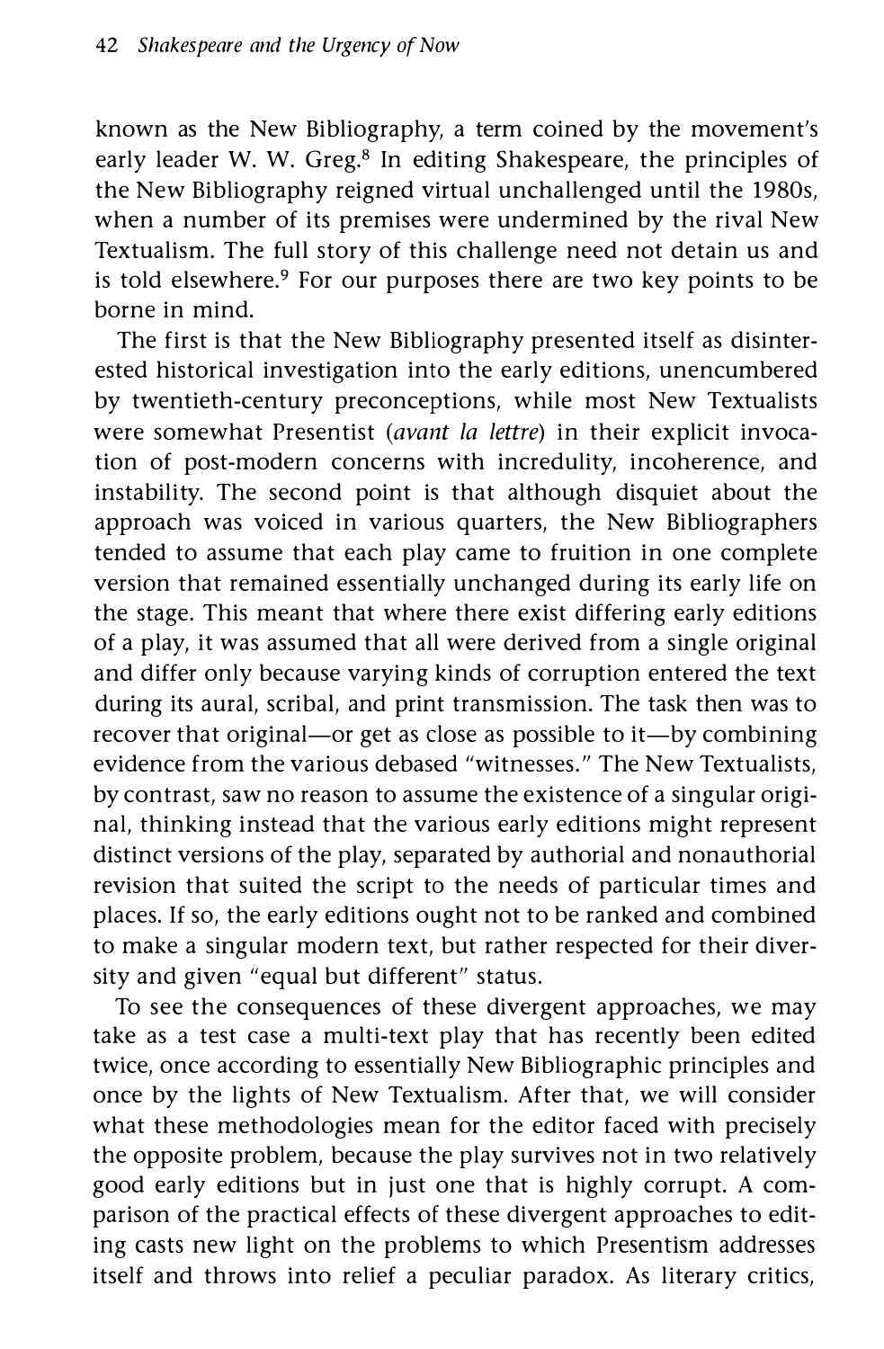known as the New Bibliography, a term coined by the movement's early leader W. W. Greg.[8] In editing Shakespeare, the principles of the New Bibliography reigned virtual unchallenged until the 1980s, when a number of its premises were undermined by the rival New Textualism. The full story of this challenge need not detain us and is told elsewhere.[9] For our purposes there are two key points to be borne in mind.

The first is that the New Bibliography presented itself as disinterested historical investigation into the early editions, unencumbered by twentieth-century preconceptions, while most New Textualists were somewhat Presentist (*avant la lettre*) in their explicit invocation of post-modern concerns with incredulity, incoherence, and instability. The second point is that although disquiet about the approach was voiced in various quarters, the New Bibliographers tended to assume that each play came to fruition in one complete version that remained essentially unchanged during its early life on the stage. This meant that where there exist differing early editions of a play, it was assumed that all were derived from a single original and differ only because varying kinds of corruption entered the text during its aural, scribal, and print transmission. The task then was to recover that original—or get as close as possible to it—by combining evidence from the various debased "witnesses." The New Textualists, by contrast, saw no reason to assume the existence of a singular original, thinking instead that the various early editions might represent distinct versions of the play, separated by authorial and nonauthorial revision that suited the script to the needs of particular times and places. If so, the early editions ought not to be ranked and combined to make a singular modern text, but rather respected for their diversity and given "equal but different" status.

To see the consequences of these divergent approaches, we may take as a test case a multi-text play that has recently been edited twice, once according to essentially New Bibliographic principles and once by the lights of New Textualism. After that, we will consider what these methodologies mean for the editor faced with precisely the opposite problem, because the play survives not in two relatively good early editions but in just one that is highly corrupt. A comparison of the practical effects of these divergent approaches to editing casts new light on the problems to which Presentism addresses itself and throws into relief a peculiar paradox. As literary critics,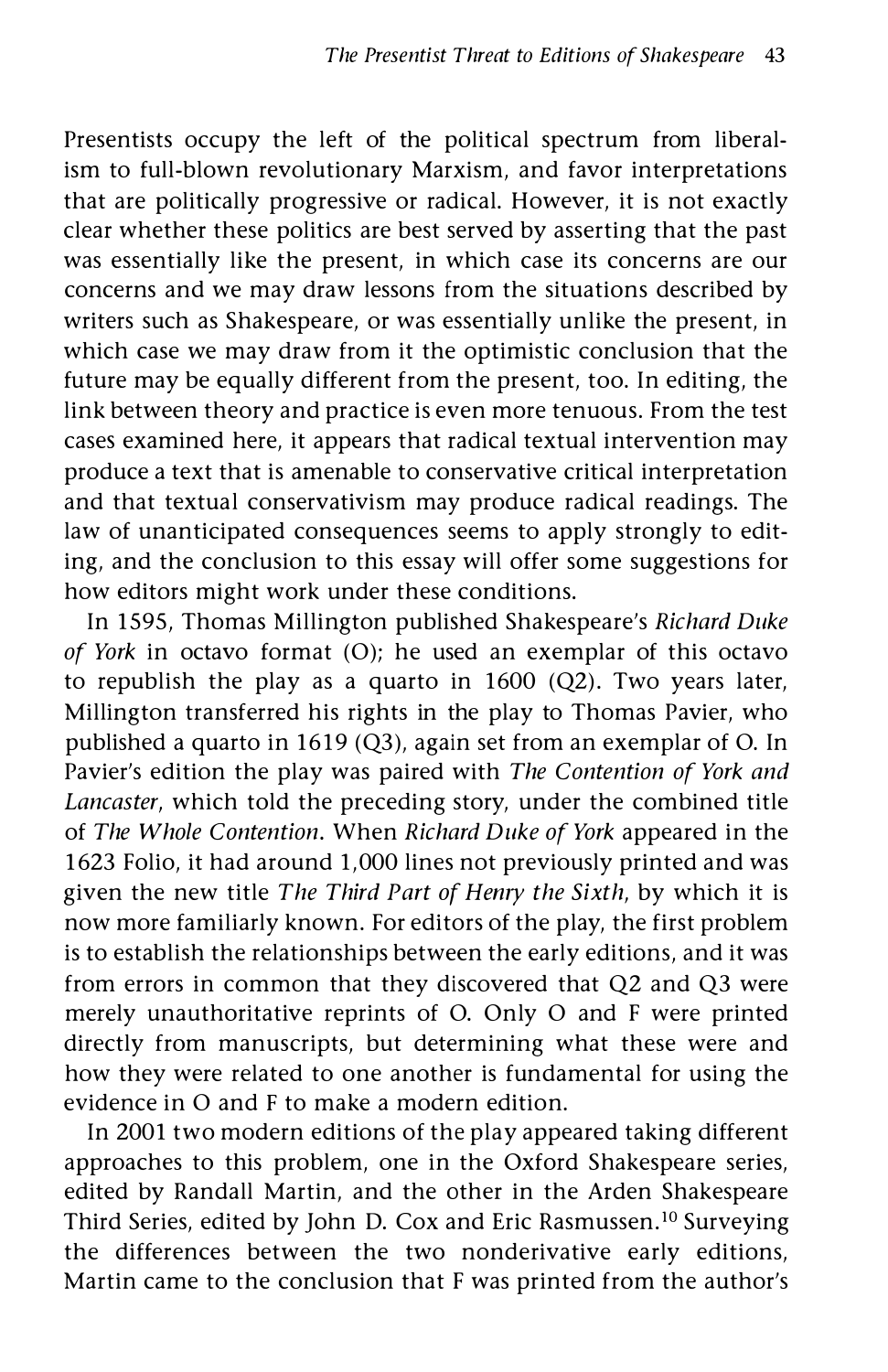Presentists occupy the left of the political spectrum from liberalism to full-blown revolutionary Marxism, and favor interpretations that are politically progressive or radical. However, it is not exactly clear whether these politics are best served by asserting that the past was essentially like the present, in which case its concerns are our concerns and we may draw lessons from the situations described by writers such as Shakespeare, or was essentially unlike the present, in which case we may draw from it the optimistic conclusion that the future may be equally different from the present, too. In editing, the link between theory and practice is even more tenuous. From the test cases examined here, it appears that radical textual intervention may produce a text that is amenable to conservative critical interpretation and that textual conservativism may produce radical readings. The law of unanticipated consequences seems to apply strongly to editing, and the conclusion to this essay will offer some suggestions for how editors might work under these conditions.

In 1595, Thomas Millington published Shakespeare's *Richard Duke of York* in octavo format (O); he used an exemplar of this octavo to republish the play as a quarto in 1600 (Q2). Two years later, Millington transferred his rights in the play to Thomas Pavier, who published a quarto in 1619 (Q3), again set from an exemplar of O. In Pavier's edition the play was paired with *The Contention of York and Lancaster*, which told the preceding story, under the combined title of *The Whole Contention*. When *Richard Duke of York* appeared in the 1623 Folio, it had around 1,000 lines not previously printed and was given the new title *The Third Part of Henry the Sixth*, by which it is now more familiarly known. For editors of the play, the first problem is to establish the relationships between the early editions, and it was from errors in common that they discovered that Q2 and Q3 were merely unauthoritative reprints of O. Only O and F were printed directly from manuscripts, but determining what these were and how they were related to one another is fundamental for using the evidence in O and F to make a modern edition.

In 2001 two modern editions of the play appeared taking different approaches to this problem, one in the Oxford Shakespeare series, edited by Randall Martin, and the other in the Arden Shakespeare Third Series, edited by John D. Cox and Eric Rasmussen.[10] Surveying the differences between the two nonderivative early editions, Martin came to the conclusion that F was printed from the author's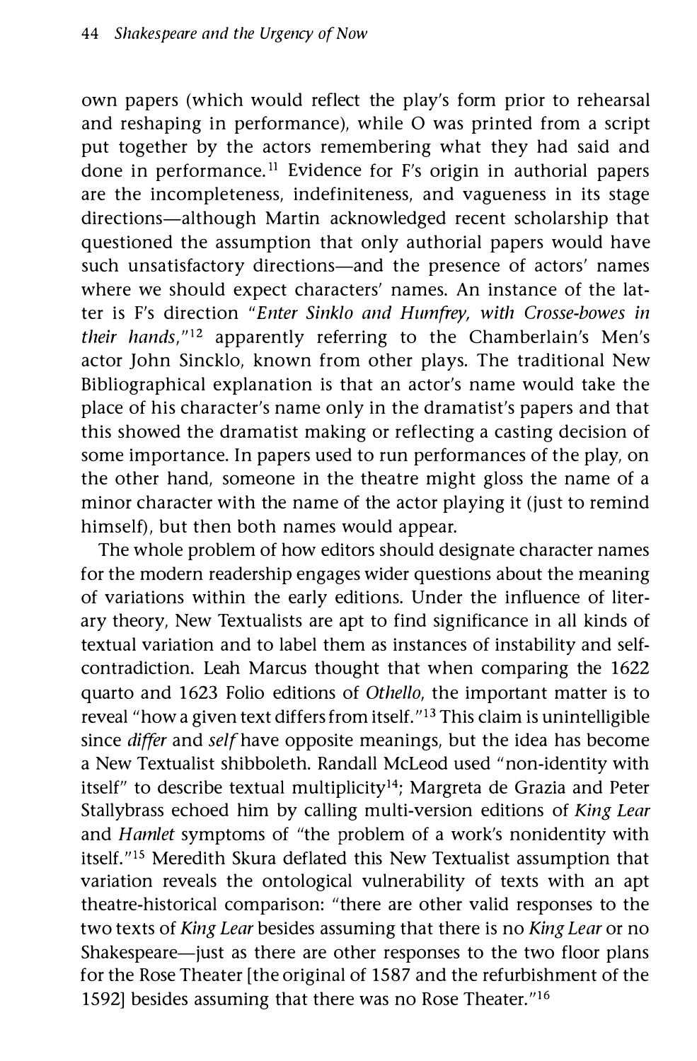own papers (which would reflect the play's form prior to rehearsal and reshaping in performance), while O was printed from a script put together by the actors remembering what they had said and done in performance.[11] Evidence for F's origin in authorial papers are the incompleteness, indefiniteness, and vagueness in its stage directions—although Martin acknowledged recent scholarship that questioned the assumption that only authorial papers would have such unsatisfactory directions—and the presence of actors' names where we should expect characters' names. An instance of the latter is F's direction "*Enter Sinklo and Humfrey, with Crosse-bowes in their hands*,"[12] apparently referring to the Chamberlain's Men's actor John Sincklo, known from other plays. The traditional New Bibliographical explanation is that an actor's name would take the place of his character's name only in the dramatist's papers and that this showed the dramatist making or reflecting a casting decision of some importance. In papers used to run performances of the play, on the other hand, someone in the theatre might gloss the name of a minor character with the name of the actor playing it (just to remind himself), but then both names would appear.

The whole problem of how editors should designate character names for the modern readership engages wider questions about the meaning of variations within the early editions. Under the influence of literary theory, New Textualists are apt to find significance in all kinds of textual variation and to label them as instances of instability and self-contradiction. Leah Marcus thought that when comparing the 1622 quarto and 1623 Folio editions of *Othello*, the important matter is to reveal "how a given text differs from itself."[13] This claim is unintelligible since *differ* and *self* have opposite meanings, but the idea has become a New Textualist shibboleth. Randall McLeod used "non-identity with itself" to describe textual multiplicity[14]; Margreta de Grazia and Peter Stallybrass echoed him by calling multi-version editions of *King Lear* and *Hamlet* symptoms of "the problem of a work's nonidentity with itself."[15] Meredith Skura deflated this New Textualist assumption that variation reveals the ontological vulnerability of texts with an apt theatre-historical comparison: "there are other valid responses to the two texts of *King Lear* besides assuming that there is no *King Lear* or no Shakespeare—just as there are other responses to the two floor plans for the Rose Theater [the original of 1587 and the refurbishment of the 1592] besides assuming that there was no Rose Theater."[16]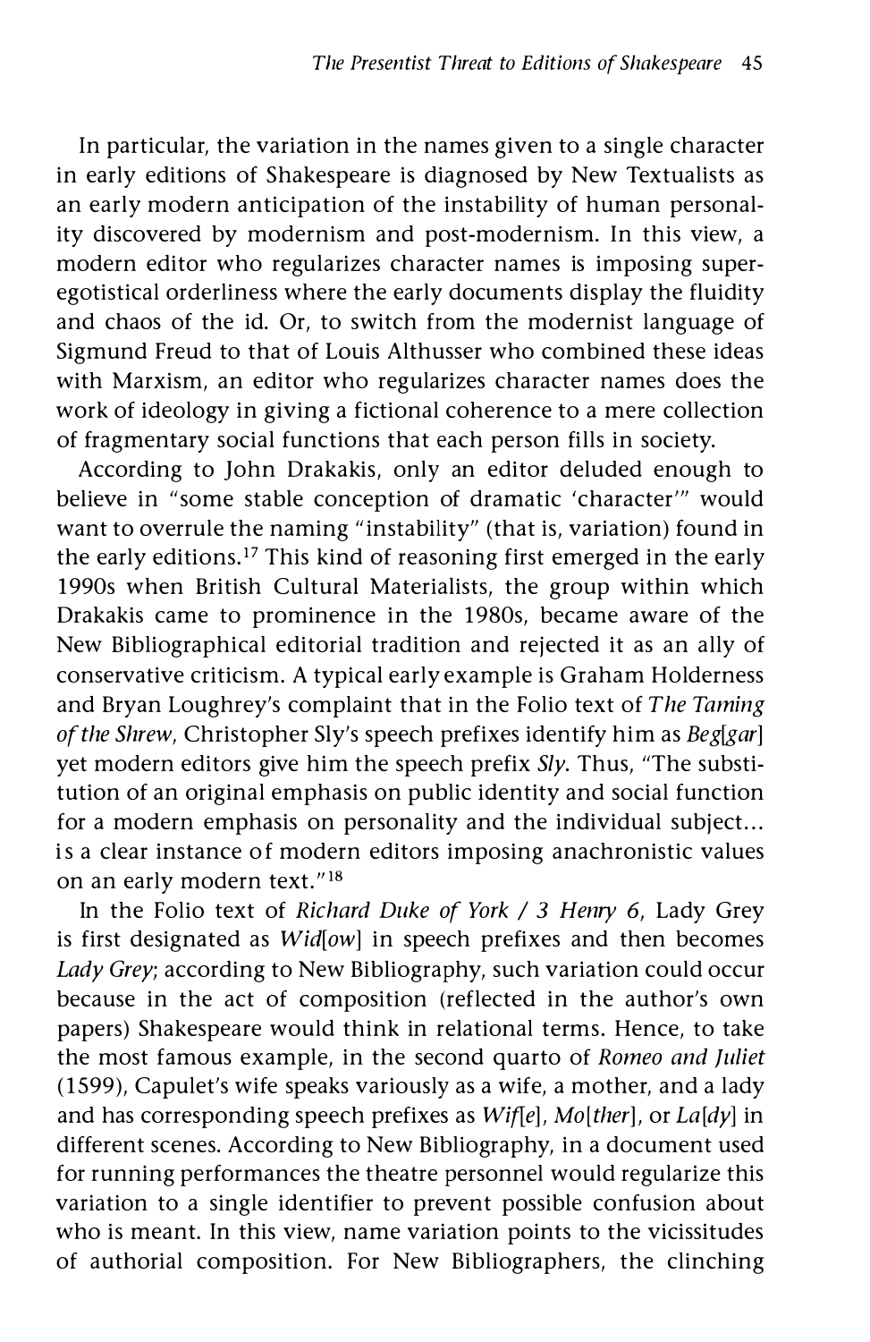In particular, the variation in the names given to a single character in early editions of Shakespeare is diagnosed by New Textualists as an early modern anticipation of the instability of human personality discovered by modernism and post-modernism. In this view, a modern editor who regularizes character names is imposing superegotistical orderliness where the early documents display the fluidity and chaos of the id. Or, to switch from the modernist language of Sigmund Freud to that of Louis Althusser who combined these ideas with Marxism, an editor who regularizes character names does the work of ideology in giving a fictional coherence to a mere collection of fragmentary social functions that each person fills in society.

According to John Drakakis, only an editor deluded enough to believe in "some stable conception of dramatic 'character'" would want to overrule the naming "instability" (that is, variation) found in the early editions.[17] This kind of reasoning first emerged in the early 1990s when British Cultural Materialists, the group within which Drakakis came to prominence in the 1980s, became aware of the New Bibliographical editorial tradition and rejected it as an ally of conservative criticism. A typical early example is Graham Holderness and Bryan Loughrey's complaint that in the Folio text of *The Taming of the Shrew*, Christopher Sly's speech prefixes identify him as *Beg[gar]* yet modern editors give him the speech prefix *Sly*. Thus, "The substitution of an original emphasis on public identity and social function for a modern emphasis on personality and the individual subject... is a clear instance of modern editors imposing anachronistic values on an early modern text."[18]

In the Folio text of *Richard Duke of York / 3 Henry 6*, Lady Grey is first designated as *Wid[ow]* in speech prefixes and then becomes *Lady Grey*; according to New Bibliography, such variation could occur because in the act of composition (reflected in the author's own papers) Shakespeare would think in relational terms. Hence, to take the most famous example, in the second quarto of *Romeo and Juliet* (1599), Capulet's wife speaks variously as a wife, a mother, and a lady and has corresponding speech prefixes as *Wif[e]*, *Mo[ther]*, or *La[dy]* in different scenes. According to New Bibliography, in a document used for running performances the theatre personnel would regularize this variation to a single identifier to prevent possible confusion about who is meant. In this view, name variation points to the vicissitudes of authorial composition. For New Bibliographers, the clinching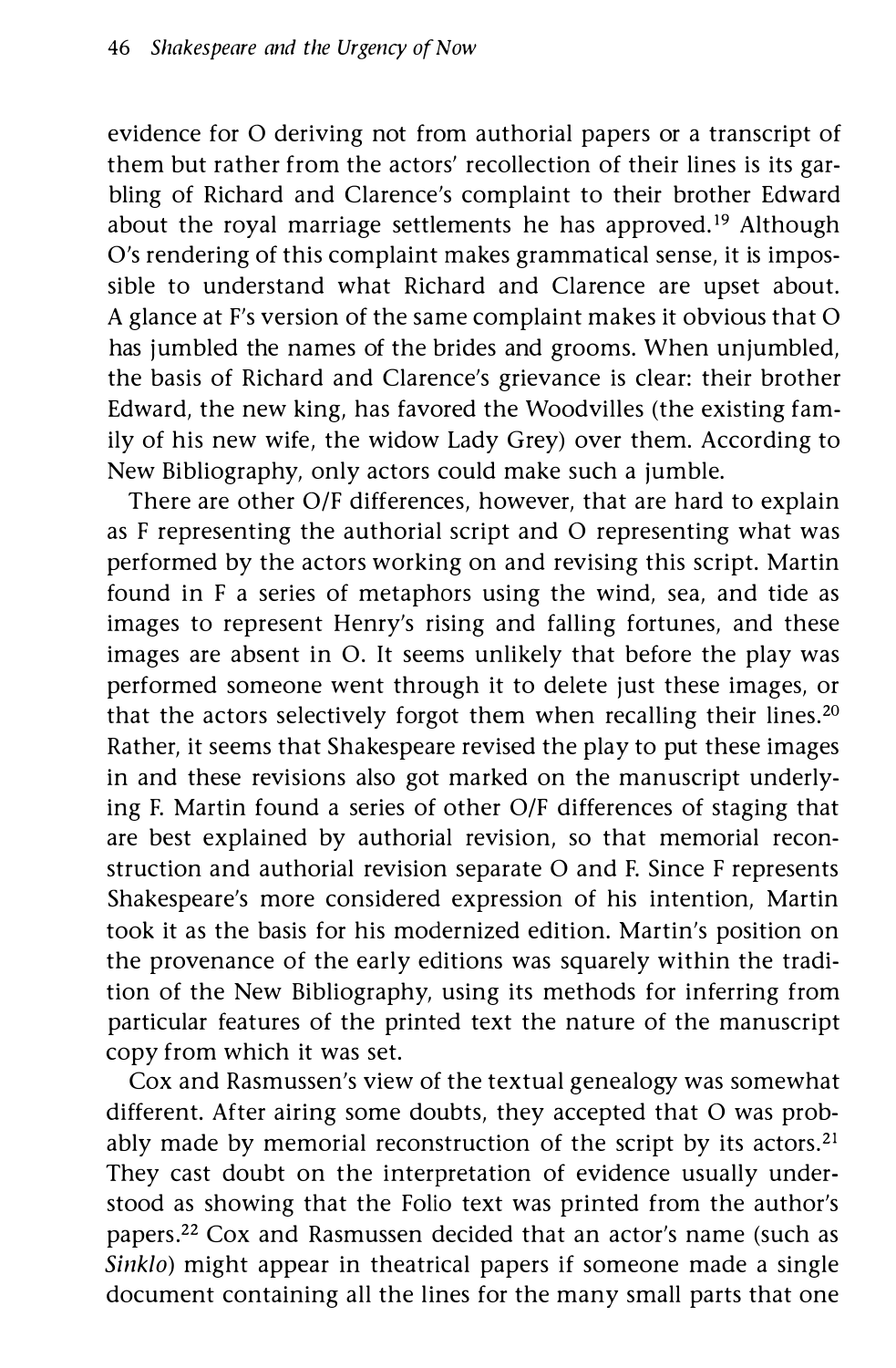evidence for O deriving not from authorial papers or a transcript of them but rather from the actors' recollection of their lines is its garbling of Richard and Clarence's complaint to their brother Edward about the royal marriage settlements he has approved.[19] Although O's rendering of this complaint makes grammatical sense, it is impossible to understand what Richard and Clarence are upset about. A glance at F's version of the same complaint makes it obvious that O has jumbled the names of the brides and grooms. When unjumbled, the basis of Richard and Clarence's grievance is clear: their brother Edward, the new king, has favored the Woodvilles (the existing family of his new wife, the widow Lady Grey) over them. According to New Bibliography, only actors could make such a jumble.

There are other O/F differences, however, that are hard to explain as F representing the authorial script and O representing what was performed by the actors working on and revising this script. Martin found in F a series of metaphors using the wind, sea, and tide as images to represent Henry's rising and falling fortunes, and these images are absent in O. It seems unlikely that before the play was performed someone went through it to delete just these images, or that the actors selectively forgot them when recalling their lines.[20] Rather, it seems that Shakespeare revised the play to put these images in and these revisions also got marked on the manuscript underlying F. Martin found a series of other O/F differences of staging that are best explained by authorial revision, so that memorial reconstruction and authorial revision separate O and F. Since F represents Shakespeare's more considered expression of his intention, Martin took it as the basis for his modernized edition. Martin's position on the provenance of the early editions was squarely within the tradition of the New Bibliography, using its methods for inferring from particular features of the printed text the nature of the manuscript copy from which it was set.

Cox and Rasmussen's view of the textual genealogy was somewhat different. After airing some doubts, they accepted that O was probably made by memorial reconstruction of the script by its actors.[21] They cast doubt on the interpretation of evidence usually understood as showing that the Folio text was printed from the author's papers.[22] Cox and Rasmussen decided that an actor's name (such as *Sinklo*) might appear in theatrical papers if someone made a single document containing all the lines for the many small parts that one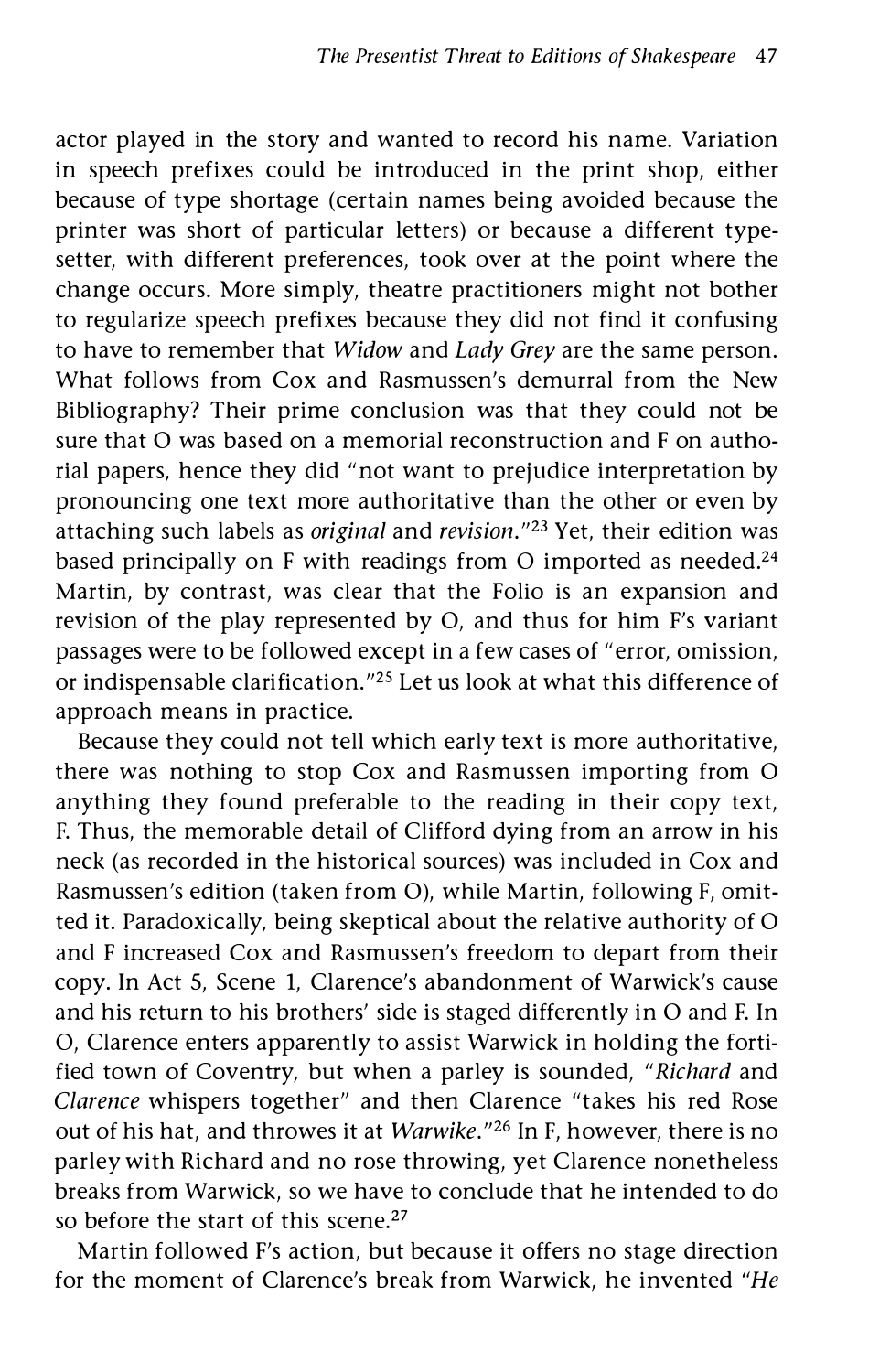actor played in the story and wanted to record his name. Variation in speech prefixes could be introduced in the print shop, either because of type shortage (certain names being avoided because the printer was short of particular letters) or because a different typesetter, with different preferences, took over at the point where the change occurs. More simply, theatre practitioners might not bother to regularize speech prefixes because they did not find it confusing to have to remember that *Widow* and *Lady Grey* are the same person. What follows from Cox and Rasmussen's demurral from the New Bibliography? Their prime conclusion was that they could not be sure that O was based on a memorial reconstruction and F on authorial papers, hence they did "not want to prejudice interpretation by pronouncing one text more authoritative than the other or even by attaching such labels as *original* and *revision*."[23] Yet, their edition was based principally on F with readings from O imported as needed.[24] Martin, by contrast, was clear that the Folio is an expansion and revision of the play represented by O, and thus for him F's variant passages were to be followed except in a few cases of "error, omission, or indispensable clarification."[25] Let us look at what this difference of approach means in practice.

Because they could not tell which early text is more authoritative, there was nothing to stop Cox and Rasmussen importing from O anything they found preferable to the reading in their copy text, F. Thus, the memorable detail of Clifford dying from an arrow in his neck (as recorded in the historical sources) was included in Cox and Rasmussen's edition (taken from O), while Martin, following F, omitted it. Paradoxically, being skeptical about the relative authority of O and F increased Cox and Rasmussen's freedom to depart from their copy. In Act 5, Scene 1, Clarence's abandonment of Warwick's cause and his return to his brothers' side is staged differently in O and F. In O, Clarence enters apparently to assist Warwick in holding the fortified town of Coventry, but when a parley is sounded, "*Richard* and *Clarence* whispers together" and then Clarence "takes his red Rose out of his hat, and throwes it at *Warwike*."[26] In F, however, there is no parley with Richard and no rose throwing, yet Clarence nonetheless breaks from Warwick, so we have to conclude that he intended to do so before the start of this scene.[27]

Martin followed F's action, but because it offers no stage direction for the moment of Clarence's break from Warwick, he invented "*He*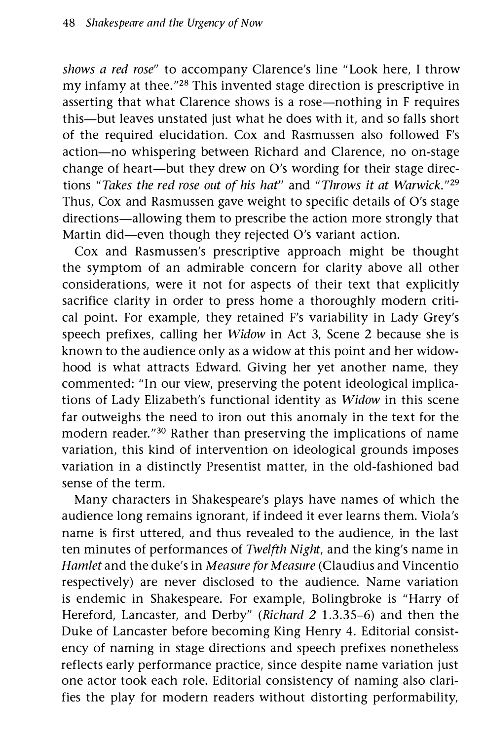*shows a red rose*" to accompany Clarence's line "Look here, I throw my infamy at thee."[28] This invented stage direction is prescriptive in asserting that what Clarence shows is a rose—nothing in F requires this—but leaves unstated just what he does with it, and so falls short of the required elucidation. Cox and Rasmussen also followed F's action—no whispering between Richard and Clarence, no on-stage change of heart—but they drew on O's wording for their stage directions "*Takes the red rose out of his hat*" and "*Throws it at Warwick.*"[29] Thus, Cox and Rasmussen gave weight to specific details of O's stage directions—allowing them to prescribe the action more strongly that Martin did—even though they rejected O's variant action.

Cox and Rasmussen's prescriptive approach might be thought the symptom of an admirable concern for clarity above all other considerations, were it not for aspects of their text that explicitly sacrifice clarity in order to press home a thoroughly modern critical point. For example, they retained F's variability in Lady Grey's speech prefixes, calling her *Widow* in Act 3, Scene 2 because she is known to the audience only as a widow at this point and her widowhood is what attracts Edward. Giving her yet another name, they commented: "In our view, preserving the potent ideological implications of Lady Elizabeth's functional identity as *Widow* in this scene far outweighs the need to iron out this anomaly in the text for the modern reader."[30] Rather than preserving the implications of name variation, this kind of intervention on ideological grounds imposes variation in a distinctly Presentist matter, in the old-fashioned bad sense of the term.

Many characters in Shakespeare's plays have names of which the audience long remains ignorant, if indeed it ever learns them. Viola's name is first uttered, and thus revealed to the audience, in the last ten minutes of performances of *Twelfth Night*, and the king's name in *Hamlet* and the duke's in *Measure for Measure* (Claudius and Vincentio respectively) are never disclosed to the audience. Name variation is endemic in Shakespeare. For example, Bolingbroke is "Harry of Hereford, Lancaster, and Derby" (*Richard 2* 1.3.35–6) and then the Duke of Lancaster before becoming King Henry 4. Editorial consistency of naming in stage directions and speech prefixes nonetheless reflects early performance practice, since despite name variation just one actor took each role. Editorial consistency of naming also clarifies the play for modern readers without distorting performability,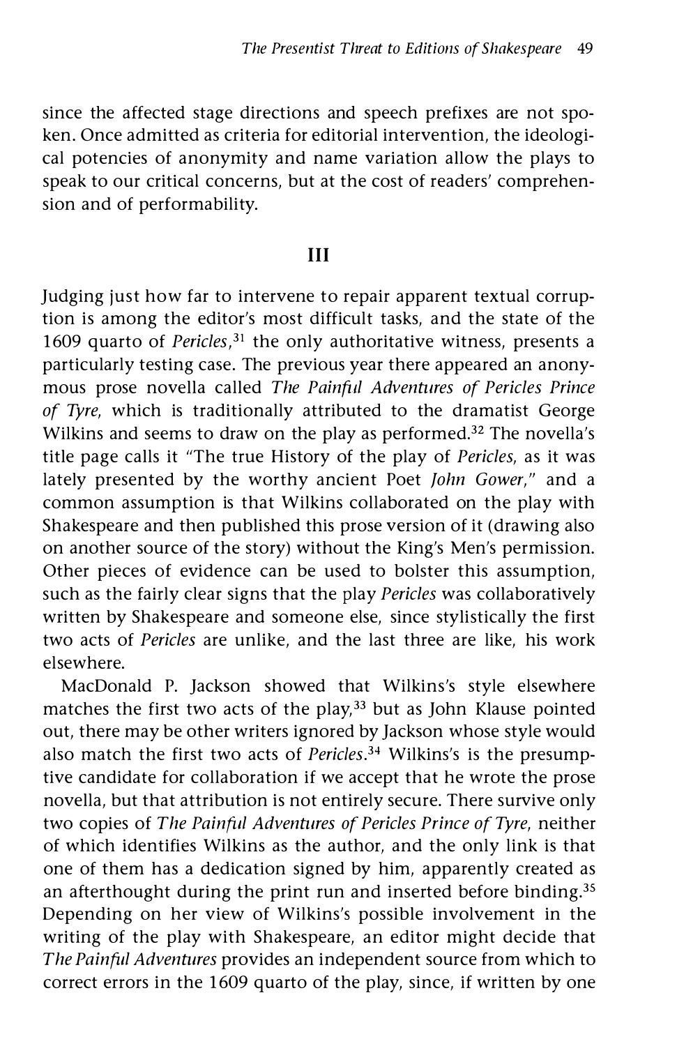since the affected stage directions and speech prefixes are not spoken. Once admitted as criteria for editorial intervention, the ideological potencies of anonymity and name variation allow the plays to speak to our critical concerns, but at the cost of readers' comprehension and of performability.

## III

Judging just how far to intervene to repair apparent textual corruption is among the editor's most difficult tasks, and the state of the 1609 quarto of *Pericles*,[31] the only authoritative witness, presents a particularly testing case. The previous year there appeared an anonymous prose novella called *The Painful Adventures of Pericles Prince of Tyre*, which is traditionally attributed to the dramatist George Wilkins and seems to draw on the play as performed.[32] The novella's title page calls it "The true History of the play of *Pericles*, as it was lately presented by the worthy ancient Poet *John Gower*," and a common assumption is that Wilkins collaborated on the play with Shakespeare and then published this prose version of it (drawing also on another source of the story) without the King's Men's permission. Other pieces of evidence can be used to bolster this assumption, such as the fairly clear signs that the play *Pericles* was collaboratively written by Shakespeare and someone else, since stylistically the first two acts of *Pericles* are unlike, and the last three are like, his work elsewhere.

MacDonald P. Jackson showed that Wilkins's style elsewhere matches the first two acts of the play,[33] but as John Klause pointed out, there may be other writers ignored by Jackson whose style would also match the first two acts of *Pericles*.[34] Wilkins's is the presumptive candidate for collaboration if we accept that he wrote the prose novella, but that attribution is not entirely secure. There survive only two copies of *The Painful Adventures of Pericles Prince of Tyre*, neither of which identifies Wilkins as the author, and the only link is that one of them has a dedication signed by him, apparently created as an afterthought during the print run and inserted before binding.[35] Depending on her view of Wilkins's possible involvement in the writing of the play with Shakespeare, an editor might decide that *The Painful Adventures* provides an independent source from which to correct errors in the 1609 quarto of the play, since, if written by one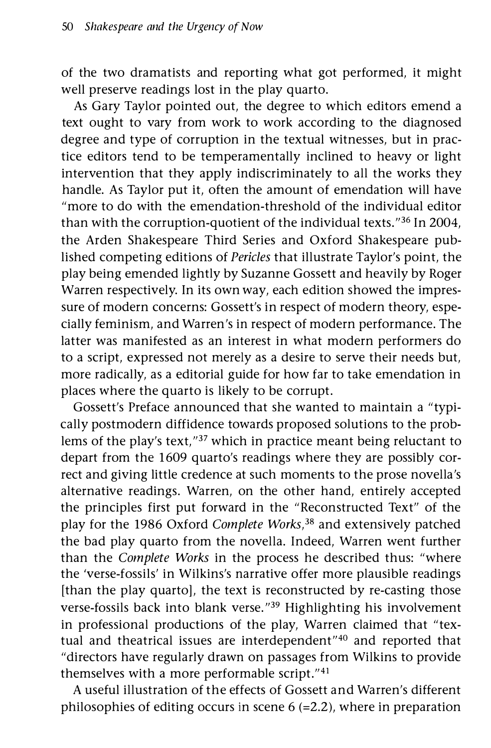of the two dramatists and reporting what got performed, it might well preserve readings lost in the play quarto.

As Gary Taylor pointed out, the degree to which editors emend a text ought to vary from work to work according to the diagnosed degree and type of corruption in the textual witnesses, but in practice editors tend to be temperamentally inclined to heavy or light intervention that they apply indiscriminately to all the works they handle. As Taylor put it, often the amount of emendation will have "more to do with the emendation-threshold of the individual editor than with the corruption-quotient of the individual texts."[36] In 2004, the Arden Shakespeare Third Series and Oxford Shakespeare published competing editions of *Pericles* that illustrate Taylor's point, the play being emended lightly by Suzanne Gossett and heavily by Roger Warren respectively. In its own way, each edition showed the impressure of modern concerns: Gossett's in respect of modern theory, especially feminism, and Warren's in respect of modern performance. The latter was manifested as an interest in what modern performers do to a script, expressed not merely as a desire to serve their needs but, more radically, as a editorial guide for how far to take emendation in places where the quarto is likely to be corrupt.

Gossett's Preface announced that she wanted to maintain a "typically postmodern diffidence towards proposed solutions to the problems of the play's text,"[37] which in practice meant being reluctant to depart from the 1609 quarto's readings where they are possibly correct and giving little credence at such moments to the prose novella's alternative readings. Warren, on the other hand, entirely accepted the principles first put forward in the "Reconstructed Text" of the play for the 1986 Oxford *Complete Works*,[38] and extensively patched the bad play quarto from the novella. Indeed, Warren went further than the *Complete Works* in the process he described thus: "where the 'verse-fossils' in Wilkins's narrative offer more plausible readings [than the play quarto], the text is reconstructed by re-casting those verse-fossils back into blank verse."[39] Highlighting his involvement in professional productions of the play, Warren claimed that "textual and theatrical issues are interdependent"[40] and reported that "directors have regularly drawn on passages from Wilkins to provide themselves with a more performable script."[41]

A useful illustration of the effects of Gossett and Warren's different philosophies of editing occurs in scene 6 (=2.2), where in preparation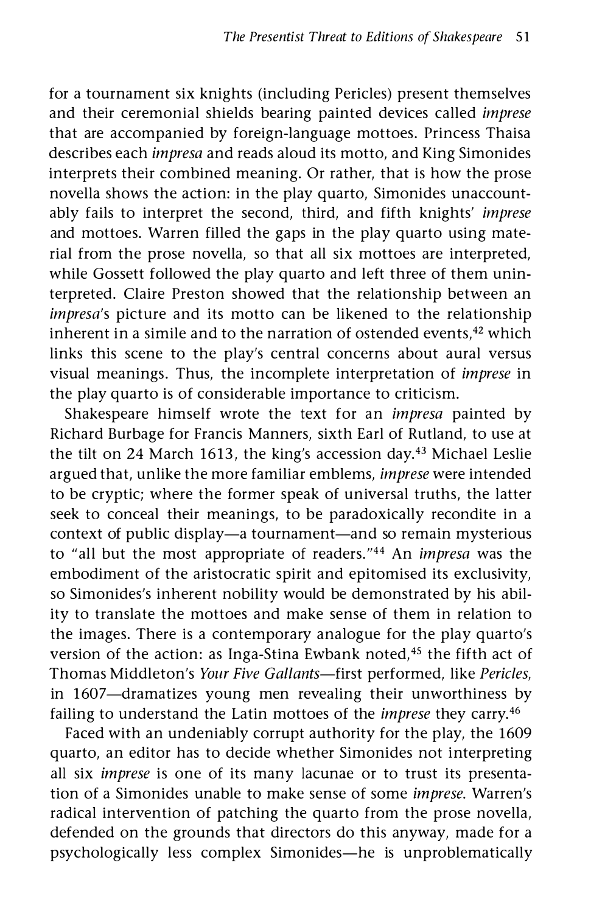for a tournament six knights (including Pericles) present themselves and their ceremonial shields bearing painted devices called *imprese* that are accompanied by foreign-language mottoes. Princess Thaisa describes each *impresa* and reads aloud its motto, and King Simonides interprets their combined meaning. Or rather, that is how the prose novella shows the action: in the play quarto, Simonides unaccountably fails to interpret the second, third, and fifth knights' *imprese* and mottoes. Warren filled the gaps in the play quarto using material from the prose novella, so that all six mottoes are interpreted, while Gossett followed the play quarto and left three of them uninterpreted. Claire Preston showed that the relationship between an *impresa*'s picture and its motto can be likened to the relationship inherent in a simile and to the narration of ostended events,[42] which links this scene to the play's central concerns about aural versus visual meanings. Thus, the incomplete interpretation of *imprese* in the play quarto is of considerable importance to criticism.

Shakespeare himself wrote the text for an *impresa* painted by Richard Burbage for Francis Manners, sixth Earl of Rutland, to use at the tilt on 24 March 1613, the king's accession day.[43] Michael Leslie argued that, unlike the more familiar emblems, *imprese* were intended to be cryptic; where the former speak of universal truths, the latter seek to conceal their meanings, to be paradoxically recondite in a context of public display—a tournament—and so remain mysterious to "all but the most appropriate of readers."[44] An *impresa* was the embodiment of the aristocratic spirit and epitomised its exclusivity, so Simonides's inherent nobility would be demonstrated by his ability to translate the mottoes and make sense of them in relation to the images. There is a contemporary analogue for the play quarto's version of the action: as Inga-Stina Ewbank noted,[45] the fifth act of Thomas Middleton's *Your Five Gallants*—first performed, like *Pericles*, in 1607—dramatizes young men revealing their unworthiness by failing to understand the Latin mottoes of the *imprese* they carry.[46]

Faced with an undeniably corrupt authority for the play, the 1609 quarto, an editor has to decide whether Simonides not interpreting all six *imprese* is one of its many lacunae or to trust its presentation of a Simonides unable to make sense of some *imprese*. Warren's radical intervention of patching the quarto from the prose novella, defended on the grounds that directors do this anyway, made for a psychologically less complex Simonides—he is unproblematically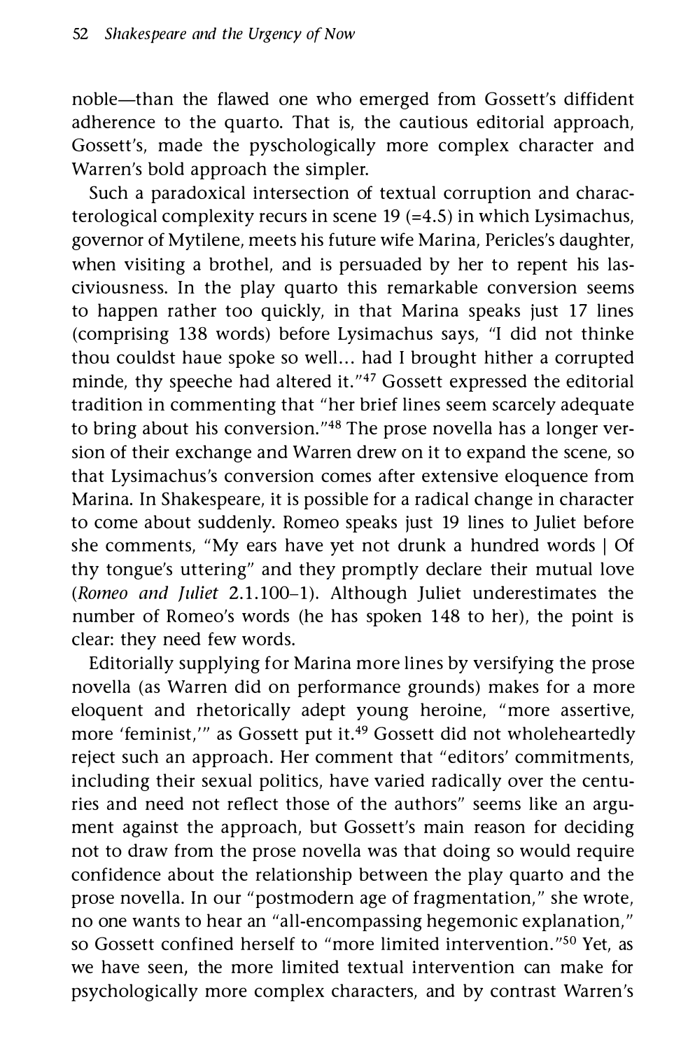noble—than the flawed one who emerged from Gossett's diffident adherence to the quarto. That is, the cautious editorial approach, Gossett's, made the pyschologically more complex character and Warren's bold approach the simpler.

Such a paradoxical intersection of textual corruption and characterological complexity recurs in scene 19 (=4.5) in which Lysimachus, governor of Mytilene, meets his future wife Marina, Pericles's daughter, when visiting a brothel, and is persuaded by her to repent his lasciviousness. In the play quarto this remarkable conversion seems to happen rather too quickly, in that Marina speaks just 17 lines (comprising 138 words) before Lysimachus says, "I did not thinke thou couldst haue spoke so well... had I brought hither a corrupted minde, thy speeche had altered it."[47] Gossett expressed the editorial tradition in commenting that "her brief lines seem scarcely adequate to bring about his conversion."[48] The prose novella has a longer version of their exchange and Warren drew on it to expand the scene, so that Lysimachus's conversion comes after extensive eloquence from Marina. In Shakespeare, it is possible for a radical change in character to come about suddenly. Romeo speaks just 19 lines to Juliet before she comments, "My ears have yet not drunk a hundred words | Of thy tongue's uttering" and they promptly declare their mutual love (*Romeo and Juliet* 2.1.100–1). Although Juliet underestimates the number of Romeo's words (he has spoken 148 to her), the point is clear: they need few words.

Editorially supplying for Marina more lines by versifying the prose novella (as Warren did on performance grounds) makes for a more eloquent and rhetorically adept young heroine, "more assertive, more 'feminist,'" as Gossett put it.[49] Gossett did not wholeheartedly reject such an approach. Her comment that "editors' commitments, including their sexual politics, have varied radically over the centuries and need not reflect those of the authors" seems like an argument against the approach, but Gossett's main reason for deciding not to draw from the prose novella was that doing so would require confidence about the relationship between the play quarto and the prose novella. In our "postmodern age of fragmentation," she wrote, no one wants to hear an "all-encompassing hegemonic explanation," so Gossett confined herself to "more limited intervention."[50] Yet, as we have seen, the more limited textual intervention can make for psychologically more complex characters, and by contrast Warren's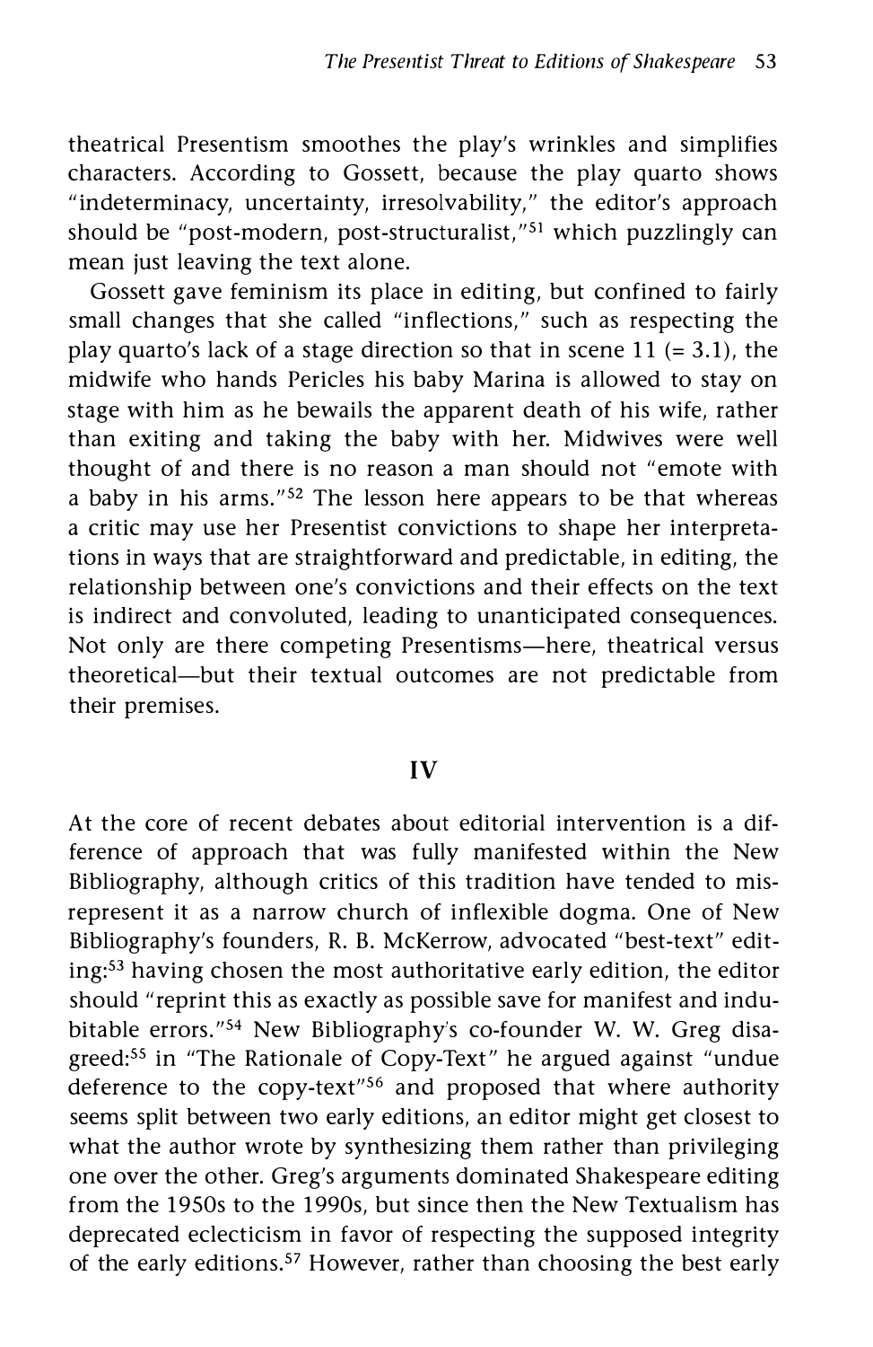theatrical Presentism smoothes the play's wrinkles and simplifies characters. According to Gossett, because the play quarto shows "indeterminacy, uncertainty, irresolvability," the editor's approach should be "post-modern, post-structuralist,"[51] which puzzlingly can mean just leaving the text alone.

Gossett gave feminism its place in editing, but confined to fairly small changes that she called "inflections," such as respecting the play quarto's lack of a stage direction so that in scene 11 (= 3.1), the midwife who hands Pericles his baby Marina is allowed to stay on stage with him as he bewails the apparent death of his wife, rather than exiting and taking the baby with her. Midwives were well thought of and there is no reason a man should not "emote with a baby in his arms."[52] The lesson here appears to be that whereas a critic may use her Presentist convictions to shape her interpretations in ways that are straightforward and predictable, in editing, the relationship between one's convictions and their effects on the text is indirect and convoluted, leading to unanticipated consequences. Not only are there competing Presentisms—here, theatrical versus theoretical—but their textual outcomes are not predictable from their premises.

## IV

At the core of recent debates about editorial intervention is a difference of approach that was fully manifested within the New Bibliography, although critics of this tradition have tended to misrepresent it as a narrow church of inflexible dogma. One of New Bibliography's founders, R. B. McKerrow, advocated "best-text" editing:[53] having chosen the most authoritative early edition, the editor should "reprint this as exactly as possible save for manifest and indubitable errors."[54] New Bibliography's co-founder W. W. Greg disagreed:[55] in "The Rationale of Copy-Text" he argued against "undue deference to the copy-text"[56] and proposed that where authority seems split between two early editions, an editor might get closest to what the author wrote by synthesizing them rather than privileging one over the other. Greg's arguments dominated Shakespeare editing from the 1950s to the 1990s, but since then the New Textualism has deprecated eclecticism in favor of respecting the supposed integrity of the early editions.[57] However, rather than choosing the best early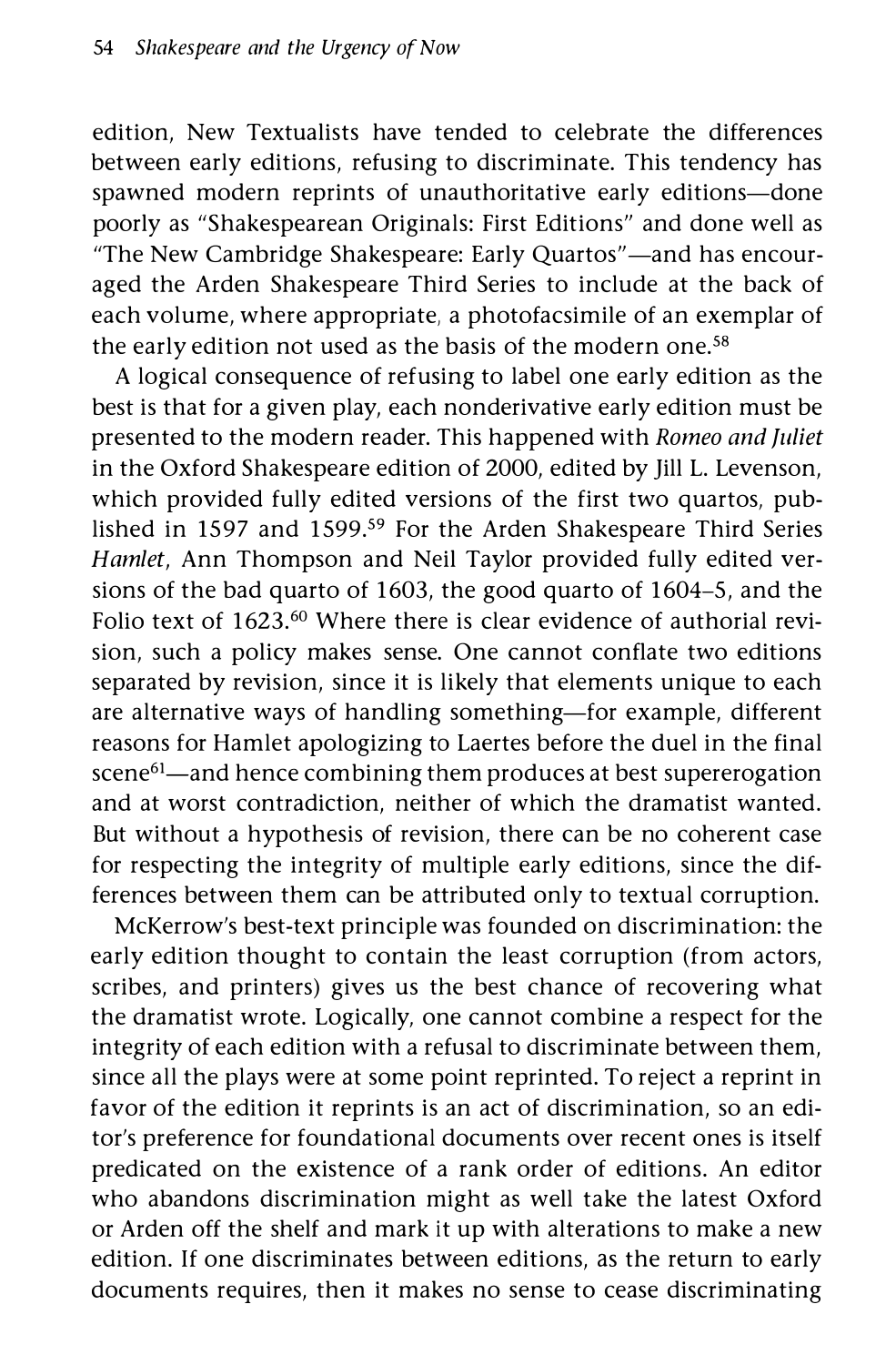edition, New Textualists have tended to celebrate the differences between early editions, refusing to discriminate. This tendency has spawned modern reprints of unauthoritative early editions—done poorly as "Shakespearean Originals: First Editions" and done well as "The New Cambridge Shakespeare: Early Quartos"—and has encouraged the Arden Shakespeare Third Series to include at the back of each volume, where appropriate, a photofacsimile of an exemplar of the early edition not used as the basis of the modern one.[58]

A logical consequence of refusing to label one early edition as the best is that for a given play, each nonderivative early edition must be presented to the modern reader. This happened with *Romeo and Juliet* in the Oxford Shakespeare edition of 2000, edited by Jill L. Levenson, which provided fully edited versions of the first two quartos, published in 1597 and 1599.[59] For the Arden Shakespeare Third Series *Hamlet*, Ann Thompson and Neil Taylor provided fully edited versions of the bad quarto of 1603, the good quarto of 1604–5, and the Folio text of 1623.[60] Where there is clear evidence of authorial revision, such a policy makes sense. One cannot conflate two editions separated by revision, since it is likely that elements unique to each are alternative ways of handling something—for example, different reasons for Hamlet apologizing to Laertes before the duel in the final scene[61]—and hence combining them produces at best supererogation and at worst contradiction, neither of which the dramatist wanted. But without a hypothesis of revision, there can be no coherent case for respecting the integrity of multiple early editions, since the differences between them can be attributed only to textual corruption.

McKerrow's best-text principle was founded on discrimination: the early edition thought to contain the least corruption (from actors, scribes, and printers) gives us the best chance of recovering what the dramatist wrote. Logically, one cannot combine a respect for the integrity of each edition with a refusal to discriminate between them, since all the plays were at some point reprinted. To reject a reprint in favor of the edition it reprints is an act of discrimination, so an editor's preference for foundational documents over recent ones is itself predicated on the existence of a rank order of editions. An editor who abandons discrimination might as well take the latest Oxford or Arden off the shelf and mark it up with alterations to make a new edition. If one discriminates between editions, as the return to early documents requires, then it makes no sense to cease discriminating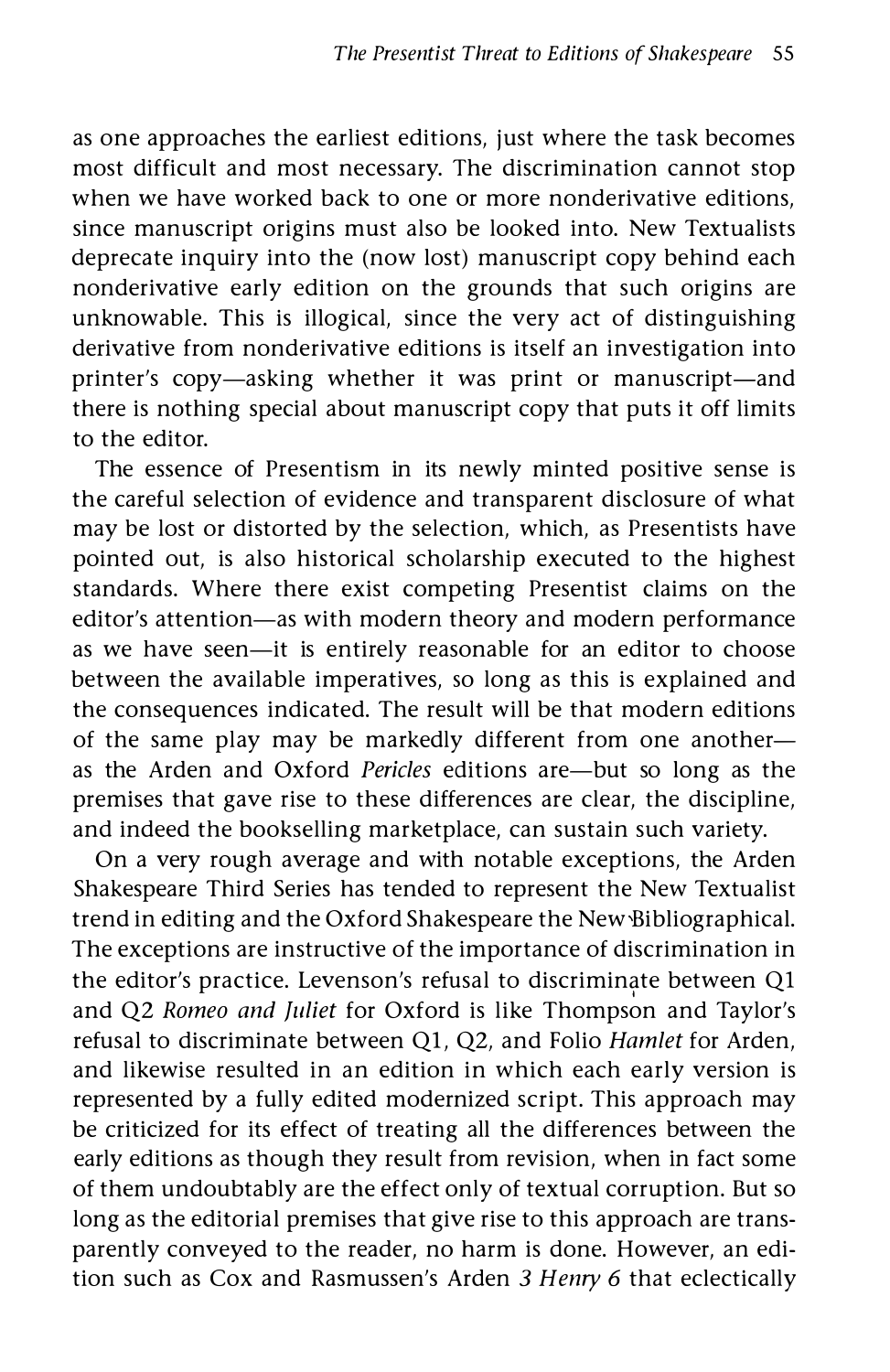as one approaches the earliest editions, just where the task becomes most difficult and most necessary. The discrimination cannot stop when we have worked back to one or more nonderivative editions, since manuscript origins must also be looked into. New Textualists deprecate inquiry into the (now lost) manuscript copy behind each nonderivative early edition on the grounds that such origins are unknowable. This is illogical, since the very act of distinguishing derivative from nonderivative editions is itself an investigation into printer's copy—asking whether it was print or manuscript—and there is nothing special about manuscript copy that puts it off limits to the editor.

The essence of Presentism in its newly minted positive sense is the careful selection of evidence and transparent disclosure of what may be lost or distorted by the selection, which, as Presentists have pointed out, is also historical scholarship executed to the highest standards. Where there exist competing Presentist claims on the editor's attention—as with modern theory and modern performance as we have seen—it is entirely reasonable for an editor to choose between the available imperatives, so long as this is explained and the consequences indicated. The result will be that modern editions of the same play may be markedly different from one another—as the Arden and Oxford *Pericles* editions are—but so long as the premises that gave rise to these differences are clear, the discipline, and indeed the bookselling marketplace, can sustain such variety.

On a very rough average and with notable exceptions, the Arden Shakespeare Third Series has tended to represent the New Textualist trend in editing and the Oxford Shakespeare the New Bibliographical. The exceptions are instructive of the importance of discrimination in the editor's practice. Levenson's refusal to discriminate between Q1 and Q2 *Romeo and Juliet* for Oxford is like Thompson and Taylor's refusal to discriminate between Q1, Q2, and Folio *Hamlet* for Arden, and likewise resulted in an edition in which each early version is represented by a fully edited modernized script. This approach may be criticized for its effect of treating all the differences between the early editions as though they result from revision, when in fact some of them undoubtably are the effect only of textual corruption. But so long as the editorial premises that give rise to this approach are transparently conveyed to the reader, no harm is done. However, an edition such as Cox and Rasmussen's Arden *3 Henry 6* that eclectically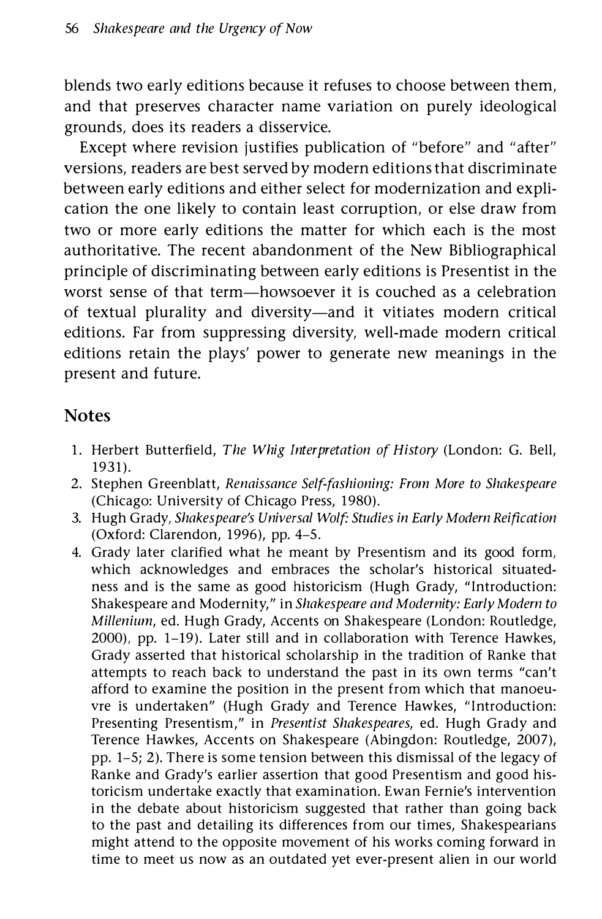blends two early editions because it refuses to choose between them, and that preserves character name variation on purely ideological grounds, does its readers a disservice.

Except where revision justifies publication of "before" and "after" versions, readers are best served by modern editions that discriminate between early editions and either select for modernization and explication the one likely to contain least corruption, or else draw from two or more early editions the matter for which each is the most authoritative. The recent abandonment of the New Bibliographical principle of discriminating between early editions is Presentist in the worst sense of that term—howsoever it is couched as a celebration of textual plurality and diversity—and it vitiates modern critical editions. Far from suppressing diversity, well-made modern critical editions retain the plays' power to generate new meanings in the present and future.

## Notes

1. Herbert Butterfield, *The Whig Interpretation of History* (London: G. Bell, 1931).
2. Stephen Greenblatt, *Renaissance Self-fashioning: From More to Shakespeare* (Chicago: University of Chicago Press, 1980).
3. Hugh Grady, *Shakespeare's Universal Wolf: Studies in Early Modern Reification* (Oxford: Clarendon, 1996), pp. 4–5.
4. Grady later clarified what he meant by Presentism and its good form, which acknowledges and embraces the scholar's historical situatedness and is the same as good historicism (Hugh Grady, "Introduction: Shakespeare and Modernity," in *Shakespeare and Modernity: Early Modern to Millenium*, ed. Hugh Grady, Accents on Shakespeare (London: Routledge, 2000), pp. 1–19). Later still and in collaboration with Terence Hawkes, Grady asserted that historical scholarship in the tradition of Ranke that attempts to reach back to understand the past in its own terms "can't afford to examine the position in the present from which that manoeuvre is undertaken" (Hugh Grady and Terence Hawkes, "Introduction: Presenting Presentism," in *Presentist Shakespeares*, ed. Hugh Grady and Terence Hawkes, Accents on Shakespeare (Abingdon: Routledge, 2007), pp. 1–5; 2). There is some tension between this dismissal of the legacy of Ranke and Grady's earlier assertion that good Presentism and good historicism undertake exactly that examination. Ewan Fernie's intervention in the debate about historicism suggested that rather than going back to the past and detailing its differences from our times, Shakespearians might attend to the opposite movement of his works coming forward in time to meet us now as an outdated yet ever-present alien in our world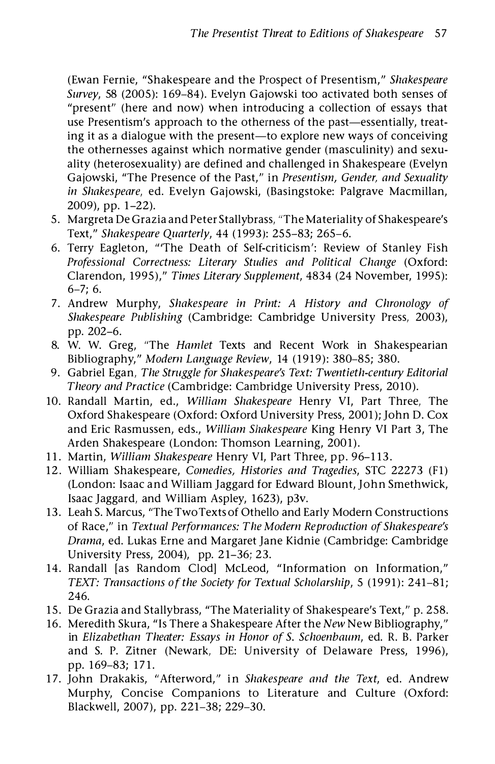(Ewan Fernie, "Shakespeare and the Prospect of Presentism," *Shakespeare Survey*, 58 (2005): 169–84). Evelyn Gajowski too activated both senses of "present" (here and now) when introducing a collection of essays that use Presentism's approach to the otherness of the past—essentially, treating it as a dialogue with the present—to explore new ways of conceiving the othernesses against which normative gender (masculinity) and sexuality (heterosexuality) are defined and challenged in Shakespeare (Evelyn Gajowski, "The Presence of the Past," in *Presentism, Gender, and Sexuality in Shakespeare*, ed. Evelyn Gajowski, (Basingstoke: Palgrave Macmillan, 2009), pp. 1–22).

5. Margreta De Grazia and Peter Stallybrass, "The Materiality of Shakespeare's Text," *Shakespeare Quarterly*, 44 (1993): 255–83; 265–6.
6. Terry Eagleton, "'The Death of Self-criticism': Review of Stanley Fish *Professional Correctness: Literary Studies and Political Change* (Oxford: Clarendon, 1995)," *Times Literary Supplement*, 4834 (24 November, 1995): 6–7; 6.
7. Andrew Murphy, *Shakespeare in Print: A History and Chronology of Shakespeare Publishing* (Cambridge: Cambridge University Press, 2003), pp. 202–6.
8. W. W. Greg, "The *Hamlet* Texts and Recent Work in Shakespearian Bibliography," *Modern Language Review*, 14 (1919): 380–85; 380.
9. Gabriel Egan, *The Struggle for Shakespeare's Text: Twentieth-century Editorial Theory and Practice* (Cambridge: Cambridge University Press, 2010).
10. Randall Martin, ed., *William Shakespeare* Henry VI, Part Three, The Oxford Shakespeare (Oxford: Oxford University Press, 2001); John D. Cox and Eric Rasmussen, eds., *William Shakespeare* King Henry VI Part 3, The Arden Shakespeare (London: Thomson Learning, 2001).
11. Martin, *William Shakespeare* Henry VI, Part Three, pp. 96–113.
12. William Shakespeare, *Comedies, Histories and Tragedies*, STC 22273 (F1) (London: Isaac and William Jaggard for Edward Blount, John Smethwick, Isaac Jaggard, and William Aspley, 1623), p3v.
13. Leah S. Marcus, "The Two Texts of Othello and Early Modern Constructions of Race," in *Textual Performances: The Modern Reproduction of Shakespeare's Drama*, ed. Lukas Erne and Margaret Jane Kidnie (Cambridge: Cambridge University Press, 2004), pp. 21–36; 23.
14. Randall [as Random Clod] McLeod, "Information on Information," *TEXT: Transactions of the Society for Textual Scholarship*, 5 (1991): 241–81; 246.
15. De Grazia and Stallybrass, "The Materiality of Shakespeare's Text," p. 258.
16. Meredith Skura, "Is There a Shakespeare After the *New* New Bibliography," in *Elizabethan Theater: Essays in Honor of S. Schoenbaum*, ed. R. B. Parker and S. P. Zitner (Newark, DE: University of Delaware Press, 1996), pp. 169–83; 171.
17. John Drakakis, "Afterword," in *Shakespeare and the Text*, ed. Andrew Murphy, Concise Companions to Literature and Culture (Oxford: Blackwell, 2007), pp. 221–38; 229–30.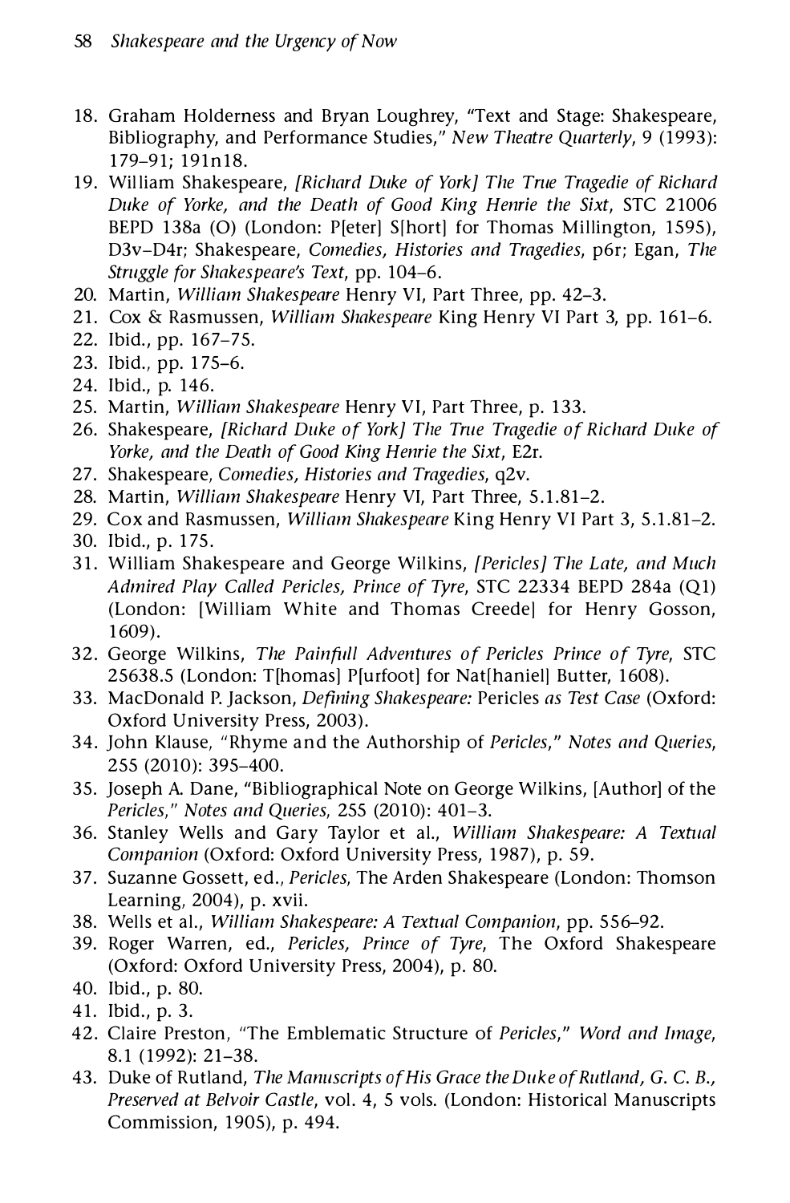18. Graham Holderness and Bryan Loughrey, "Text and Stage: Shakespeare, Bibliography, and Performance Studies," *New Theatre Quarterly*, 9 (1993): 179–91; 191n18.
19. William Shakespeare, *[Richard Duke of York] The True Tragedie of Richard Duke of Yorke, and the Death of Good King Henrie the Sixt*, STC 21006 BEPD 138a (O) (London: P[eter] S[hort] for Thomas Millington, 1595), D3v–D4r; Shakespeare, *Comedies, Histories and Tragedies*, p6r; Egan, *The Struggle for Shakespeare's Text*, pp. 104–6.
20. Martin, *William Shakespeare* Henry VI, Part Three, pp. 42–3.
21. Cox & Rasmussen, *William Shakespeare* King Henry VI Part 3, pp. 161–6.
22. Ibid., pp. 167–75.
23. Ibid., pp. 175–6.
24. Ibid., p. 146.
25. Martin, *William Shakespeare* Henry VI, Part Three, p. 133.
26. Shakespeare, *[Richard Duke of York] The True Tragedie of Richard Duke of Yorke, and the Death of Good King Henrie the Sixt*, E2r.
27. Shakespeare, *Comedies, Histories and Tragedies*, q2v.
28. Martin, *William Shakespeare* Henry VI, Part Three, 5.1.81–2.
29. Cox and Rasmussen, *William Shakespeare* King Henry VI Part 3, 5.1.81–2.
30. Ibid., p. 175.
31. William Shakespeare and George Wilkins, *[Pericles] The Late, and Much Admired Play Called Pericles, Prince of Tyre*, STC 22334 BEPD 284a (Q1) (London: [William White and Thomas Creede] for Henry Gosson, 1609).
32. George Wilkins, *The Painfull Adventures of Pericles Prince of Tyre*, STC 25638.5 (London: T[homas] P[urfoot] for Nat[haniel] Butter, 1608).
33. MacDonald P. Jackson, *Defining Shakespeare:* Pericles *as Test Case* (Oxford: Oxford University Press, 2003).
34. John Klause, "Rhyme and the Authorship of *Pericles*," *Notes and Queries*, 255 (2010): 395–400.
35. Joseph A. Dane, "Bibliographical Note on George Wilkins, [Author] of the *Pericles*," *Notes and Queries*, 255 (2010): 401–3.
36. Stanley Wells and Gary Taylor et al., *William Shakespeare: A Textual Companion* (Oxford: Oxford University Press, 1987), p. 59.
37. Suzanne Gossett, ed., *Pericles*, The Arden Shakespeare (London: Thomson Learning, 2004), p. xvii.
38. Wells et al., *William Shakespeare: A Textual Companion*, pp. 556–92.
39. Roger Warren, ed., *Pericles, Prince of Tyre*, The Oxford Shakespeare (Oxford: Oxford University Press, 2004), p. 80.
40. Ibid., p. 80.
41. Ibid., p. 3.
42. Claire Preston, "The Emblematic Structure of *Pericles*," *Word and Image*, 8.1 (1992): 21–38.
43. Duke of Rutland, *The Manuscripts of His Grace the Duke of Rutland, G. C. B., Preserved at Belvoir Castle*, vol. 4, 5 vols. (London: Historical Manuscripts Commission, 1905), p. 494.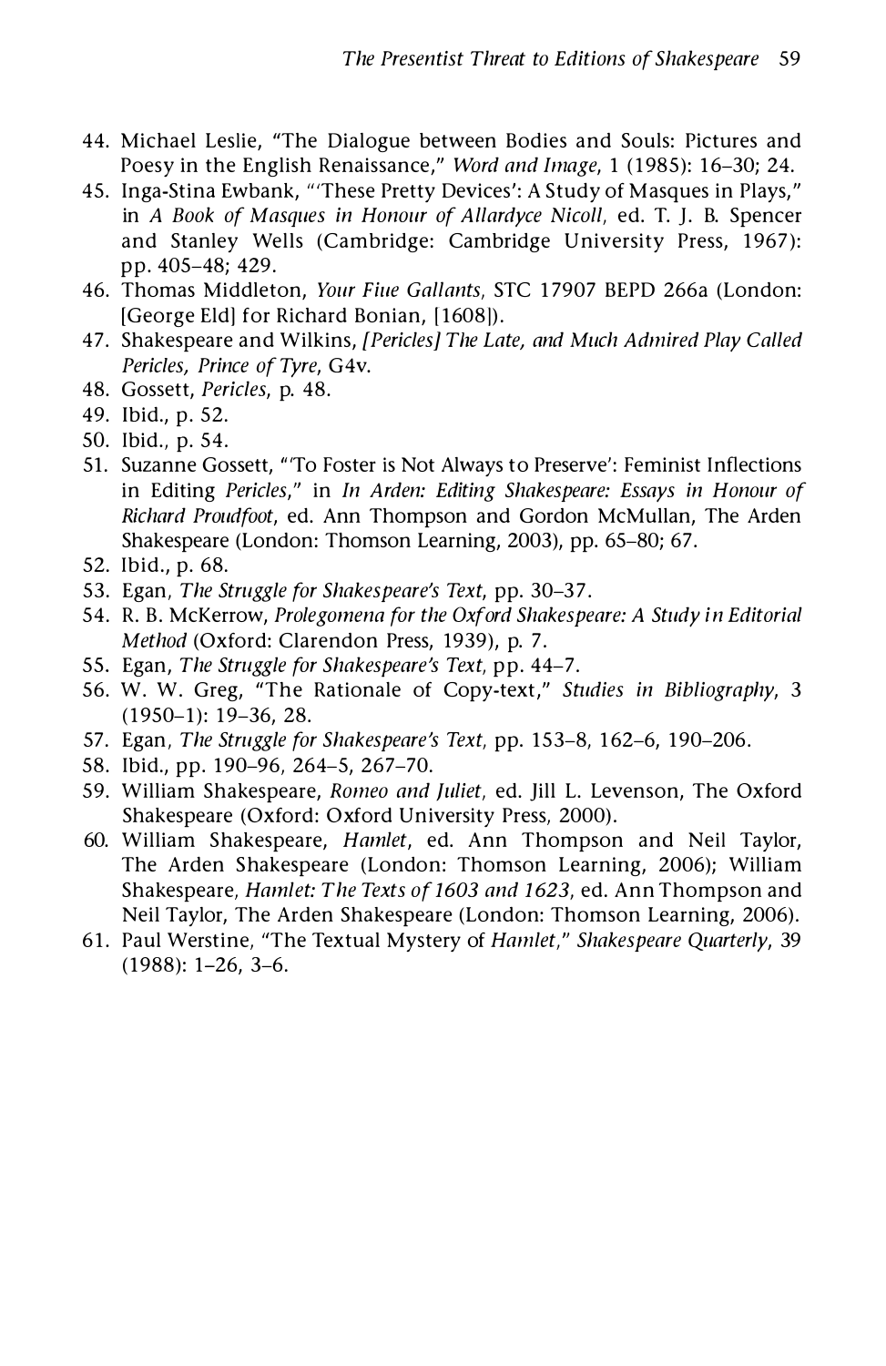44. Michael Leslie, "The Dialogue between Bodies and Souls: Pictures and Poesy in the English Renaissance," *Word and Image*, 1 (1985): 16–30; 24.
45. Inga-Stina Ewbank, "'These Pretty Devices': A Study of Masques in Plays," in *A Book of Masques in Honour of Allardyce Nicoll*, ed. T. J. B. Spencer and Stanley Wells (Cambridge: Cambridge University Press, 1967): pp. 405–48; 429.
46. Thomas Middleton, *Your Fiue Gallants*, STC 17907 BEPD 266a (London: [George Eld] for Richard Bonian, [1608]).
47. Shakespeare and Wilkins, *[Pericles] The Late, and Much Admired Play Called Pericles, Prince of Tyre*, G4v.
48. Gossett, *Pericles*, p. 48.
49. Ibid., p. 52.
50. Ibid., p. 54.
51. Suzanne Gossett, "'To Foster is Not Always to Preserve': Feminist Inflections in Editing *Pericles*," in *In Arden: Editing Shakespeare: Essays in Honour of Richard Proudfoot*, ed. Ann Thompson and Gordon McMullan, The Arden Shakespeare (London: Thomson Learning, 2003), pp. 65–80; 67.
52. Ibid., p. 68.
53. Egan, *The Struggle for Shakespeare's Text*, pp. 30–37.
54. R. B. McKerrow, *Prolegomena for the Oxford Shakespeare: A Study in Editorial Method* (Oxford: Clarendon Press, 1939), p. 7.
55. Egan, *The Struggle for Shakespeare's Text*, pp. 44–7.
56. W. W. Greg, "The Rationale of Copy-text," *Studies in Bibliography*, 3 (1950–1): 19–36, 28.
57. Egan, *The Struggle for Shakespeare's Text*, pp. 153–8, 162–6, 190–206.
58. Ibid., pp. 190–96, 264–5, 267–70.
59. William Shakespeare, *Romeo and Juliet*, ed. Jill L. Levenson, The Oxford Shakespeare (Oxford: Oxford University Press, 2000).
60. William Shakespeare, *Hamlet*, ed. Ann Thompson and Neil Taylor, The Arden Shakespeare (London: Thomson Learning, 2006); William Shakespeare, *Hamlet: The Texts of 1603 and 1623*, ed. Ann Thompson and Neil Taylor, The Arden Shakespeare (London: Thomson Learning, 2006).
61. Paul Werstine, "The Textual Mystery of *Hamlet*," *Shakespeare Quarterly*, 39 (1988): 1–26, 3–6.